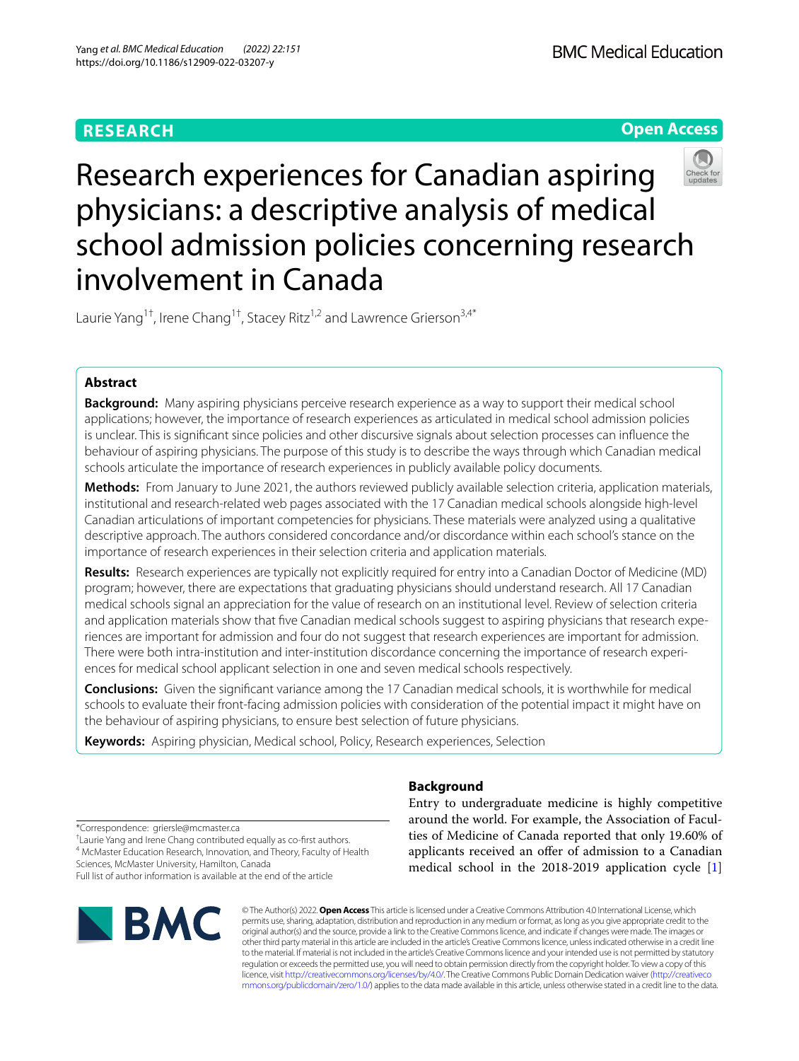RESEARCH

Open Access

# Research experiences for Canadian aspiring physicians: a descriptive analysis of medical school admission policies concerning research involvement in Canada

Laurie Yang[1†], Irene Chang[1†], Stacey Ritz[1,2] and Lawrence Grierson[3,4*]

## Abstract

**Background:** Many aspiring physicians perceive research experience as a way to support their medical school applications; however, the importance of research experiences as articulated in medical school admission policies is unclear. This is significant since policies and other discursive signals about selection processes can influence the behaviour of aspiring physicians. The purpose of this study is to describe the ways through which Canadian medical schools articulate the importance of research experiences in publicly available policy documents.

**Methods:** From January to June 2021, the authors reviewed publicly available selection criteria, application materials, institutional and research-related web pages associated with the 17 Canadian medical schools alongside high-level Canadian articulations of important competencies for physicians. These materials were analyzed using a qualitative descriptive approach. The authors considered concordance and/or discordance within each school's stance on the importance of research experiences in their selection criteria and application materials.

**Results:** Research experiences are typically not explicitly required for entry into a Canadian Doctor of Medicine (MD) program; however, there are expectations that graduating physicians should understand research. All 17 Canadian medical schools signal an appreciation for the value of research on an institutional level. Review of selection criteria and application materials show that five Canadian medical schools suggest to aspiring physicians that research experiences are important for admission and four do not suggest that research experiences are important for admission. There were both intra-institution and inter-institution discordance concerning the importance of research experiences for medical school applicant selection in one and seven medical schools respectively.

**Conclusions:** Given the significant variance among the 17 Canadian medical schools, it is worthwhile for medical schools to evaluate their front-facing admission policies with consideration of the potential impact it might have on the behaviour of aspiring physicians, to ensure best selection of future physicians.

**Keywords:** Aspiring physician, Medical school, Policy, Research experiences, Selection

*Correspondence: griersle@mcmaster.ca

†Laurie Yang and Irene Chang contributed equally as co-first authors.

[4] McMaster Education Research, Innovation, and Theory, Faculty of Health Sciences, McMaster University, Hamilton, Canada

Full list of author information is available at the end of the article

## Background

Entry to undergraduate medicine is highly competitive around the world. For example, the Association of Faculties of Medicine of Canada reported that only 19.60% of applicants received an offer of admission to a Canadian medical school in the 2018-2019 application cycle [1]

© The Author(s) 2022. **Open Access** This article is licensed under a Creative Commons Attribution 4.0 International License, which permits use, sharing, adaptation, distribution and reproduction in any medium or format, as long as you give appropriate credit to the original author(s) and the source, provide a link to the Creative Commons licence, and indicate if changes were made. The images or other third party material in this article are included in the article's Creative Commons licence, unless indicated otherwise in a credit line to the material. If material is not included in the article's Creative Commons licence and your intended use is not permitted by statutory regulation or exceeds the permitted use, you will need to obtain permission directly from the copyright holder. To view a copy of this licence, visit http://creativecommons.org/licenses/by/4.0/. The Creative Commons Public Domain Dedication waiver (http://creativecommons.org/publicdomain/zero/1.0/) applies to the data made available in this article, unless otherwise stated in a credit line to the data.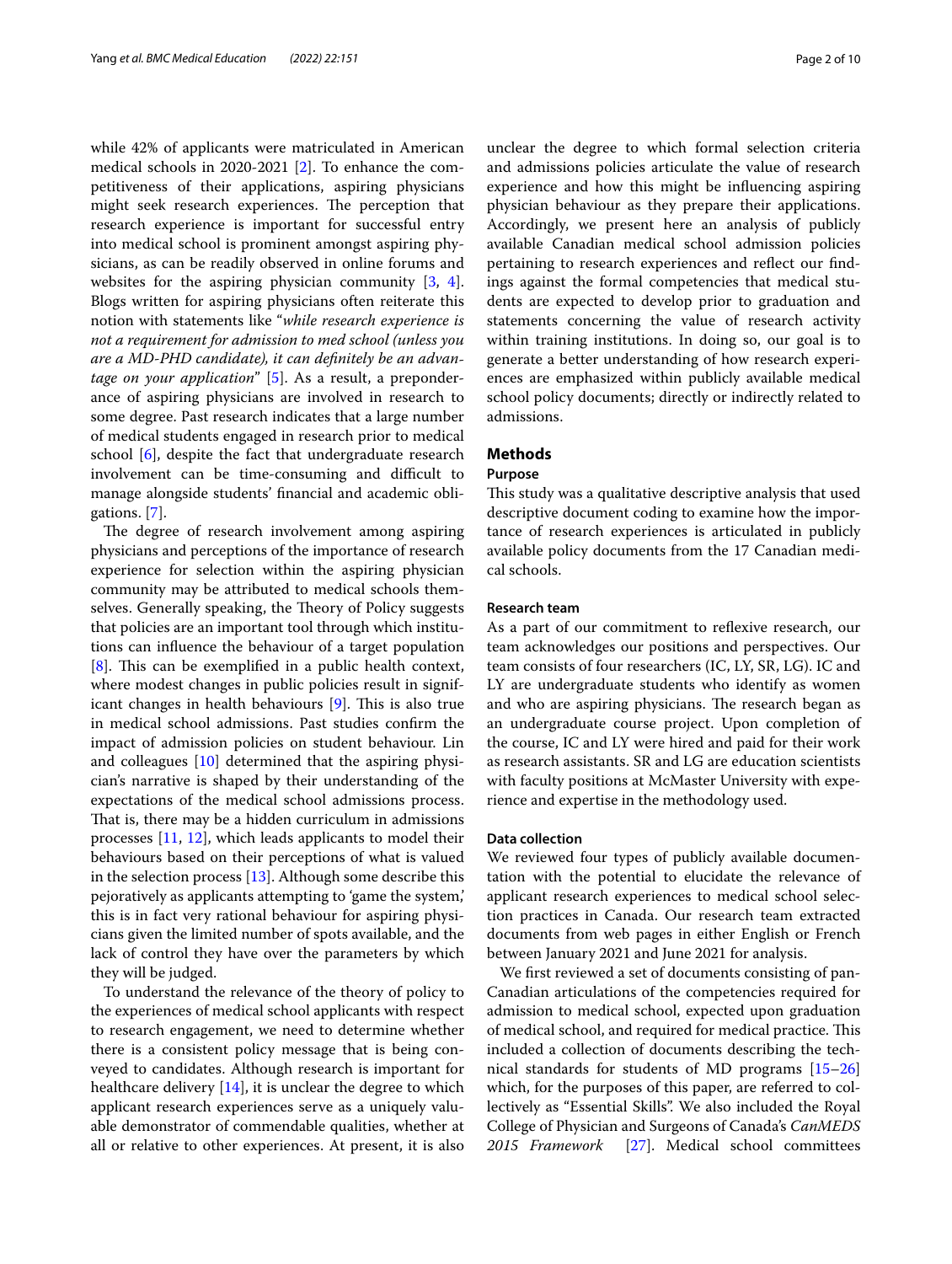while 42% of applicants were matriculated in American medical schools in 2020-2021 [2]. To enhance the competitiveness of their applications, aspiring physicians might seek research experiences. The perception that research experience is important for successful entry into medical school is prominent amongst aspiring physicians, as can be readily observed in online forums and websites for the aspiring physician community [3, 4]. Blogs written for aspiring physicians often reiterate this notion with statements like "*while research experience is not a requirement for admission to med school (unless you are a MD-PHD candidate), it can definitely be an advantage on your application*" [5]. As a result, a preponderance of aspiring physicians are involved in research to some degree. Past research indicates that a large number of medical students engaged in research prior to medical school [6], despite the fact that undergraduate research involvement can be time-consuming and difficult to manage alongside students' financial and academic obligations. [7].

The degree of research involvement among aspiring physicians and perceptions of the importance of research experience for selection within the aspiring physician community may be attributed to medical schools themselves. Generally speaking, the Theory of Policy suggests that policies are an important tool through which institutions can influence the behaviour of a target population [8]. This can be exemplified in a public health context, where modest changes in public policies result in significant changes in health behaviours [9]. This is also true in medical school admissions. Past studies confirm the impact of admission policies on student behaviour. Lin and colleagues [10] determined that the aspiring physician's narrative is shaped by their understanding of the expectations of the medical school admissions process. That is, there may be a hidden curriculum in admissions processes [11, 12], which leads applicants to model their behaviours based on their perceptions of what is valued in the selection process [13]. Although some describe this pejoratively as applicants attempting to 'game the system,' this is in fact very rational behaviour for aspiring physicians given the limited number of spots available, and the lack of control they have over the parameters by which they will be judged.

To understand the relevance of the theory of policy to the experiences of medical school applicants with respect to research engagement, we need to determine whether there is a consistent policy message that is being conveyed to candidates. Although research is important for healthcare delivery [14], it is unclear the degree to which applicant research experiences serve as a uniquely valuable demonstrator of commendable qualities, whether at all or relative to other experiences. At present, it is also unclear the degree to which formal selection criteria and admissions policies articulate the value of research experience and how this might be influencing aspiring physician behaviour as they prepare their applications. Accordingly, we present here an analysis of publicly available Canadian medical school admission policies pertaining to research experiences and reflect our findings against the formal competencies that medical students are expected to develop prior to graduation and statements concerning the value of research activity within training institutions. In doing so, our goal is to generate a better understanding of how research experiences are emphasized within publicly available medical school policy documents; directly or indirectly related to admissions.

## Methods

### Purpose

This study was a qualitative descriptive analysis that used descriptive document coding to examine how the importance of research experiences is articulated in publicly available policy documents from the 17 Canadian medical schools.

### Research team

As a part of our commitment to reflexive research, our team acknowledges our positions and perspectives. Our team consists of four researchers (IC, LY, SR, LG). IC and LY are undergraduate students who identify as women and who are aspiring physicians. The research began as an undergraduate course project. Upon completion of the course, IC and LY were hired and paid for their work as research assistants. SR and LG are education scientists with faculty positions at McMaster University with experience and expertise in the methodology used.

### Data collection

We reviewed four types of publicly available documentation with the potential to elucidate the relevance of applicant research experiences to medical school selection practices in Canada. Our research team extracted documents from web pages in either English or French between January 2021 and June 2021 for analysis.

We first reviewed a set of documents consisting of pan-Canadian articulations of the competencies required for admission to medical school, expected upon graduation of medical school, and required for medical practice. This included a collection of documents describing the technical standards for students of MD programs [15–26] which, for the purposes of this paper, are referred to collectively as "Essential Skills". We also included the Royal College of Physician and Surgeons of Canada's *CanMEDS 2015 Framework* [27]. Medical school committees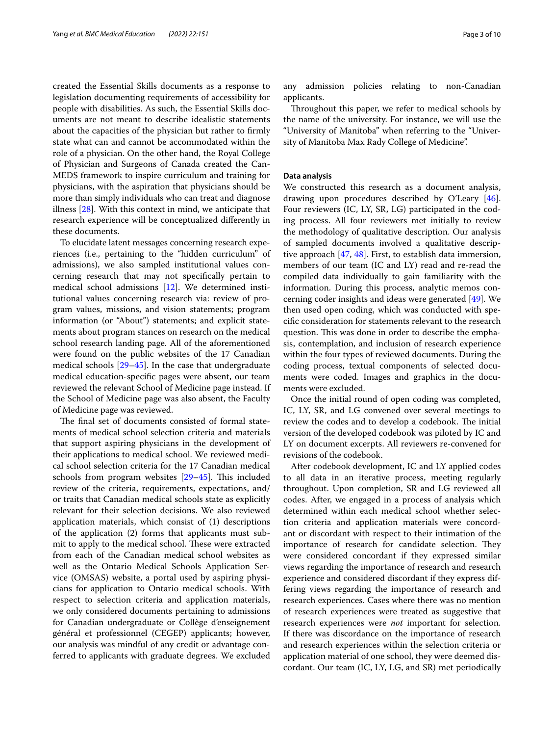created the Essential Skills documents as a response to legislation documenting requirements of accessibility for people with disabilities. As such, the Essential Skills documents are not meant to describe idealistic statements about the capacities of the physician but rather to firmly state what can and cannot be accommodated within the role of a physician. On the other hand, the Royal College of Physician and Surgeons of Canada created the CanMEDS framework to inspire curriculum and training for physicians, with the aspiration that physicians should be more than simply individuals who can treat and diagnose illness [28]. With this context in mind, we anticipate that research experience will be conceptualized differently in these documents.

To elucidate latent messages concerning research experiences (i.e., pertaining to the "hidden curriculum" of admissions), we also sampled institutional values concerning research that may not specifically pertain to medical school admissions [12]. We determined institutional values concerning research via: review of program values, missions, and vision statements; program information (or "About") statements; and explicit statements about program stances on research on the medical school research landing page. All of the aforementioned were found on the public websites of the 17 Canadian medical schools [29–45]. In the case that undergraduate medical education-specific pages were absent, our team reviewed the relevant School of Medicine page instead. If the School of Medicine page was also absent, the Faculty of Medicine page was reviewed.

The final set of documents consisted of formal statements of medical school selection criteria and materials that support aspiring physicians in the development of their applications to medical school. We reviewed medical school selection criteria for the 17 Canadian medical schools from program websites [29–45]. This included review of the criteria, requirements, expectations, and/or traits that Canadian medical schools state as explicitly relevant for their selection decisions. We also reviewed application materials, which consist of (1) descriptions of the application (2) forms that applicants must submit to apply to the medical school. These were extracted from each of the Canadian medical school websites as well as the Ontario Medical Schools Application Service (OMSAS) website, a portal used by aspiring physicians for application to Ontario medical schools. With respect to selection criteria and application materials, we only considered documents pertaining to admissions for Canadian undergraduate or Collège d'enseignement général et professionnel (CEGEP) applicants; however, our analysis was mindful of any credit or advantage conferred to applicants with graduate degrees. We excluded any admission policies relating to non-Canadian applicants.

Throughout this paper, we refer to medical schools by the name of the university. For instance, we will use the "University of Manitoba" when referring to the "University of Manitoba Max Rady College of Medicine".

### Data analysis

We constructed this research as a document analysis, drawing upon procedures described by O'Leary [46]. Four reviewers (IC, LY, SR, LG) participated in the coding process. All four reviewers met initially to review the methodology of qualitative description. Our analysis of sampled documents involved a qualitative descriptive approach [47, 48]. First, to establish data immersion, members of our team (IC and LY) read and re-read the compiled data individually to gain familiarity with the information. During this process, analytic memos concerning coder insights and ideas were generated [49]. We then used open coding, which was conducted with specific consideration for statements relevant to the research question. This was done in order to describe the emphasis, contemplation, and inclusion of research experience within the four types of reviewed documents. During the coding process, textual components of selected documents were coded. Images and graphics in the documents were excluded.

Once the initial round of open coding was completed, IC, LY, SR, and LG convened over several meetings to review the codes and to develop a codebook. The initial version of the developed codebook was piloted by IC and LY on document excerpts. All reviewers re-convened for revisions of the codebook.

After codebook development, IC and LY applied codes to all data in an iterative process, meeting regularly throughout. Upon completion, SR and LG reviewed all codes. After, we engaged in a process of analysis which determined within each medical school whether selection criteria and application materials were concordant or discordant with respect to their intimation of the importance of research for candidate selection. They were considered concordant if they expressed similar views regarding the importance of research and research experience and considered discordant if they express differing views regarding the importance of research and research experiences. Cases where there was no mention of research experiences were treated as suggestive that research experiences were *not* important for selection. If there was discordance on the importance of research and research experiences within the selection criteria or application material of one school, they were deemed discordant. Our team (IC, LY, LG, and SR) met periodically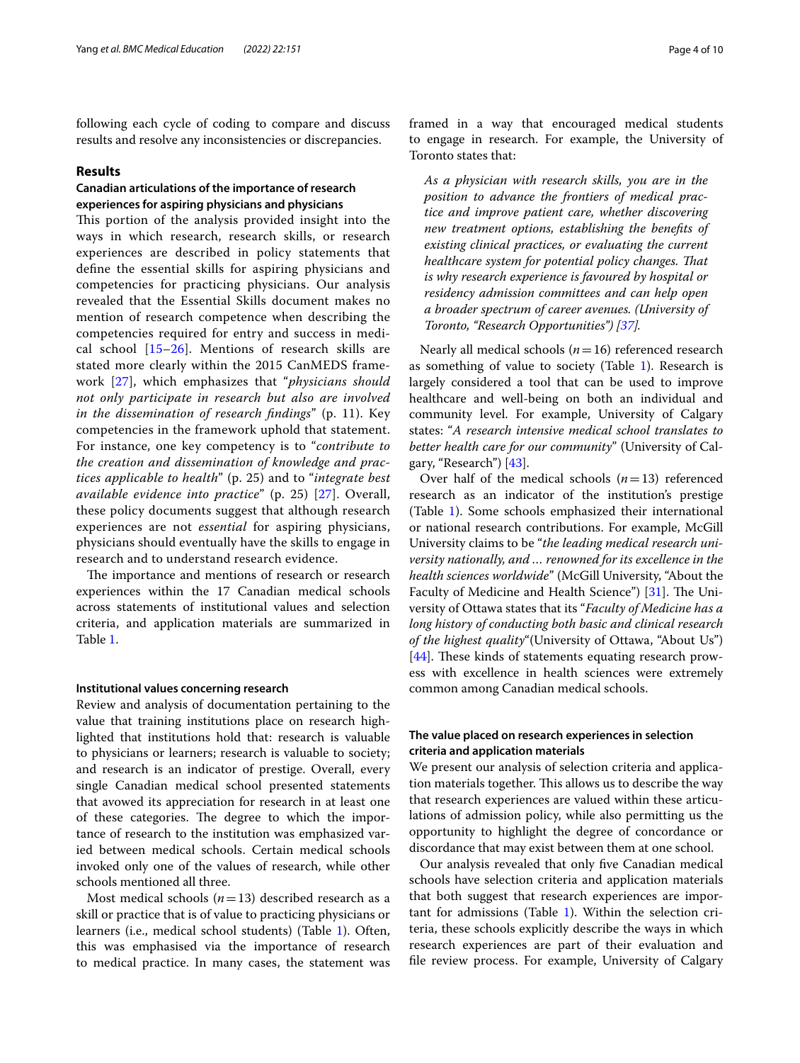following each cycle of coding to compare and discuss results and resolve any inconsistencies or discrepancies.

## Results

### Canadian articulations of the importance of research experiences for aspiring physicians and physicians

This portion of the analysis provided insight into the ways in which research, research skills, or research experiences are described in policy statements that define the essential skills for aspiring physicians and competencies for practicing physicians. Our analysis revealed that the Essential Skills document makes no mention of research competence when describing the competencies required for entry and success in medical school [15–26]. Mentions of research skills are stated more clearly within the 2015 CanMEDS framework [27], which emphasizes that "*physicians should not only participate in research but also are involved in the dissemination of research findings*" (p. 11). Key competencies in the framework uphold that statement. For instance, one key competency is to "*contribute to the creation and dissemination of knowledge and practices applicable to health*" (p. 25) and to "*integrate best available evidence into practice*" (p. 25) [27]. Overall, these policy documents suggest that although research experiences are not *essential* for aspiring physicians, physicians should eventually have the skills to engage in research and to understand research evidence.

The importance and mentions of research or research experiences within the 17 Canadian medical schools across statements of institutional values and selection criteria, and application materials are summarized in Table 1.

#### Institutional values concerning research

Review and analysis of documentation pertaining to the value that training institutions place on research highlighted that institutions hold that: research is valuable to physicians or learners; research is valuable to society; and research is an indicator of prestige. Overall, every single Canadian medical school presented statements that avowed its appreciation for research in at least one of these categories. The degree to which the importance of research to the institution was emphasized varied between medical schools. Certain medical schools invoked only one of the values of research, while other schools mentioned all three.

Most medical schools ($n = 13$) described research as a skill or practice that is of value to practicing physicians or learners (i.e., medical school students) (Table 1). Often, this was emphasised via the importance of research to medical practice. In many cases, the statement was framed in a way that encouraged medical students to engage in research. For example, the University of Toronto states that:

> *As a physician with research skills, you are in the position to advance the frontiers of medical practice and improve patient care, whether discovering new treatment options, establishing the benefits of existing clinical practices, or evaluating the current healthcare system for potential policy changes. That is why research experience is favoured by hospital or residency admission committees and can help open a broader spectrum of career avenues. (University of Toronto, "Research Opportunities") [37].*

Nearly all medical schools ($n = 16$) referenced research as something of value to society (Table 1). Research is largely considered a tool that can be used to improve healthcare and well-being on both an individual and community level. For example, University of Calgary states: "*A research intensive medical school translates to better health care for our community*" (University of Calgary, "Research") [43].

Over half of the medical schools ($n = 13$) referenced research as an indicator of the institution's prestige (Table 1). Some schools emphasized their international or national research contributions. For example, McGill University claims to be "*the leading medical research university nationally, and … renowned for its excellence in the health sciences worldwide*" (McGill University, "About the Faculty of Medicine and Health Science") [31]. The University of Ottawa states that its "*Faculty of Medicine has a long history of conducting both basic and clinical research of the highest quality*"(University of Ottawa, "About Us") [44]. These kinds of statements equating research prowess with excellence in health sciences were extremely common among Canadian medical schools.

#### The value placed on research experiences in selection criteria and application materials

We present our analysis of selection criteria and application materials together. This allows us to describe the way that research experiences are valued within these articulations of admission policy, while also permitting us the opportunity to highlight the degree of concordance or discordance that may exist between them at one school.

Our analysis revealed that only five Canadian medical schools have selection criteria and application materials that both suggest that research experiences are important for admissions (Table 1). Within the selection criteria, these schools explicitly describe the ways in which research experiences are part of their evaluation and file review process. For example, University of Calgary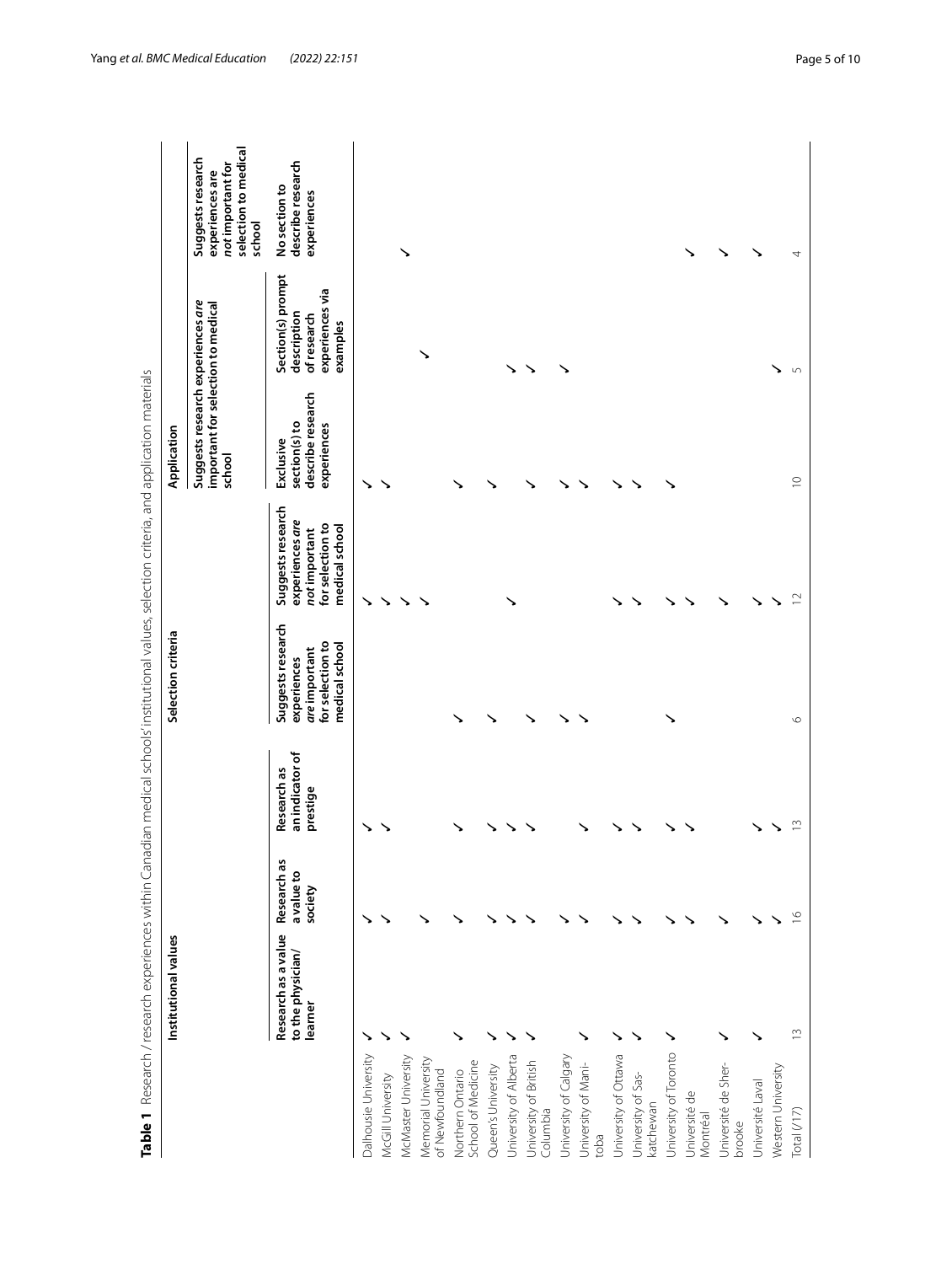**Table 1** Research / research experiences within Canadian medical schools' institutional values, selection criteria, and application materials

| | Institutional values | | | Selection criteria | | Application | | |
|---|---|---|---|---|---|---|---|---|
| | | | | | | Suggests research experiences *are* important for selection to medical school | | Suggests research experiences are *not* important for selection to medical school |
| | **Research as a value to the physician/learner** | **Research as a value to society** | **Research as an indicator of prestige** | **Suggests research experiences *are* important for selection to medical school** | **Suggests research experiences *are not* important for selection to medical school** | **Exclusive section(s) to describe research experiences** | **Section(s) prompt description of research experiences via examples** | **No section to describe research experiences** |
| Dalhousie University | ✓ | ✓ | ✓ | | ✓ | ✓ | | |
| McGill University | ✓ | ✓ | ✓ | | ✓ | ✓ | | |
| McMaster University | ✓ | | | | ✓ | | | ✓ |
| Memorial University of Newfoundland | | ✓ | | | ✓ | | ✓ | |
| Northern Ontario School of Medicine | ✓ | ✓ | ✓ | ✓ | | ✓ | | |
| Queen's University | ✓ | ✓ | ✓ | ✓ | | ✓ | | |
| University of Alberta | ✓ | ✓ | ✓ | | ✓ | | ✓ | |
| University of British Columbia | ✓ | ✓ | ✓ | ✓ | | ✓ | ✓ | |
| University of Calgary | | ✓ | | ✓ | | ✓ | ✓ | |
| University of Manitoba | ✓ | ✓ | ✓ | ✓ | | ✓ | | |
| University of Ottawa | ✓ | ✓ | ✓ | | ✓ | ✓ | | |
| University of Saskatchewan | ✓ | ✓ | ✓ | | ✓ | ✓ | | |
| University of Toronto | ✓ | ✓ | ✓ | ✓ | ✓ | ✓ | | |
| Université de Montréal | | ✓ | ✓ | | ✓ | | | ✓ |
| Université de Sherbrooke | ✓ | ✓ | | | ✓ | | | ✓ |
| Université Laval | ✓ | ✓ | ✓ | | ✓ | | | ✓ |
| Western University | | ✓ | ✓ | | ✓ | | ✓ | |
| Total (/17) | 13 | 16 | 13 | 6 | 12 | 10 | 5 | 4 |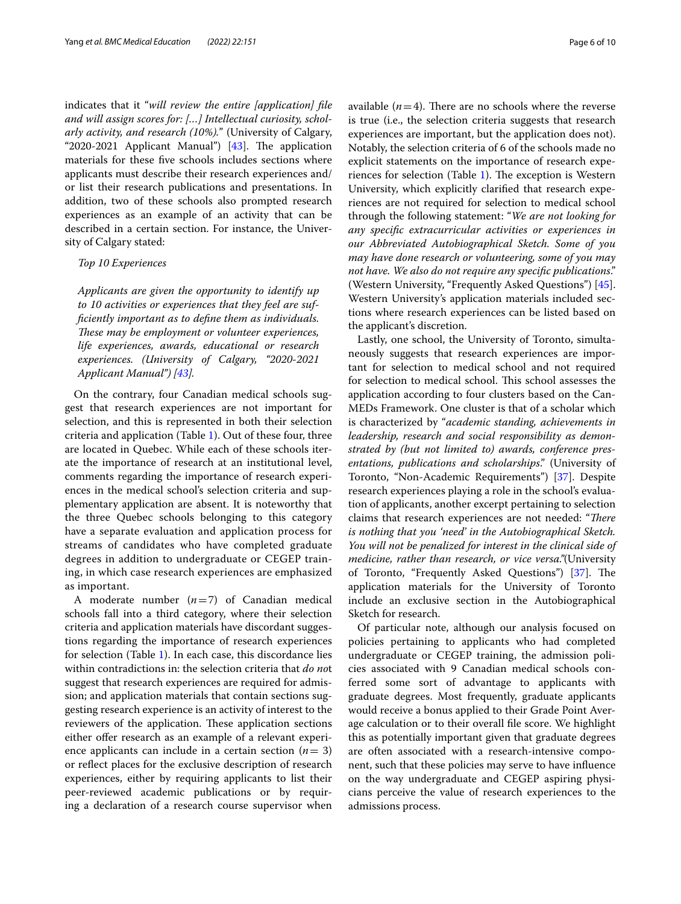indicates that it "*will review the entire [application] file and will assign scores for: [...] Intellectual curiosity, scholarly activity, and research (10%).*" (University of Calgary, "2020-2021 Applicant Manual") [43]. The application materials for these five schools includes sections where applicants must describe their research experiences and/or list their research publications and presentations. In addition, two of these schools also prompted research experiences as an example of an activity that can be described in a certain section. For instance, the University of Calgary stated:

> *Top 10 Experiences*
>
> *Applicants are given the opportunity to identify up to 10 activities or experiences that they feel are sufficiently important as to define them as individuals. These may be employment or volunteer experiences, life experiences, awards, educational or research experiences. (University of Calgary, "2020-2021 Applicant Manual") [43].*

On the contrary, four Canadian medical schools suggest that research experiences are not important for selection, and this is represented in both their selection criteria and application (Table 1). Out of these four, three are located in Quebec. While each of these schools iterate the importance of research at an institutional level, comments regarding the importance of research experiences in the medical school's selection criteria and supplementary application are absent. It is noteworthy that the three Quebec schools belonging to this category have a separate evaluation and application process for streams of candidates who have completed graduate degrees in addition to undergraduate or CEGEP training, in which case research experiences are emphasized as important.

A moderate number ($n=7$) of Canadian medical schools fall into a third category, where their selection criteria and application materials have discordant suggestions regarding the importance of research experiences for selection (Table 1). In each case, this discordance lies within contradictions in: the selection criteria that *do not* suggest that research experiences are required for admission; and application materials that contain sections suggesting research experience is an activity of interest to the reviewers of the application. These application sections either offer research as an example of a relevant experience applicants can include in a certain section ($n=3$) or reflect places for the exclusive description of research experiences, either by requiring applicants to list their peer-reviewed academic publications or by requiring a declaration of a research course supervisor when available ($n=4$). There are no schools where the reverse is true (i.e., the selection criteria suggests that research experiences are important, but the application does not). Notably, the selection criteria of 6 of the schools made no explicit statements on the importance of research experiences for selection (Table 1). The exception is Western University, which explicitly clarified that research experiences are not required for selection to medical school through the following statement: "*We are not looking for any specific extracurricular activities or experiences in our Abbreviated Autobiographical Sketch. Some of you may have done research or volunteering, some of you may not have. We also do not require any specific publications.*" (Western University, "Frequently Asked Questions") [45]. Western University's application materials included sections where research experiences can be listed based on the applicant's discretion.

Lastly, one school, the University of Toronto, simultaneously suggests that research experiences are important for selection to medical school and not required for selection to medical school. This school assesses the application according to four clusters based on the CanMEDs Framework. One cluster is that of a scholar which is characterized by "*academic standing, achievements in leadership, research and social responsibility as demonstrated by (but not limited to) awards, conference presentations, publications and scholarships.*" (University of Toronto, "Non-Academic Requirements") [37]. Despite research experiences playing a role in the school's evaluation of applicants, another excerpt pertaining to selection claims that research experiences are not needed: "*There is nothing that you 'need' in the Autobiographical Sketch. You will not be penalized for interest in the clinical side of medicine, rather than research, or vice versa.*"(University of Toronto, "Frequently Asked Questions") [37]. The application materials for the University of Toronto include an exclusive section in the Autobiographical Sketch for research.

Of particular note, although our analysis focused on policies pertaining to applicants who had completed undergraduate or CEGEP training, the admission policies associated with 9 Canadian medical schools conferred some sort of advantage to applicants with graduate degrees. Most frequently, graduate applicants would receive a bonus applied to their Grade Point Average calculation or to their overall file score. We highlight this as potentially important given that graduate degrees are often associated with a research-intensive component, such that these policies may serve to have influence on the way undergraduate and CEGEP aspiring physicians perceive the value of research experiences to the admissions process.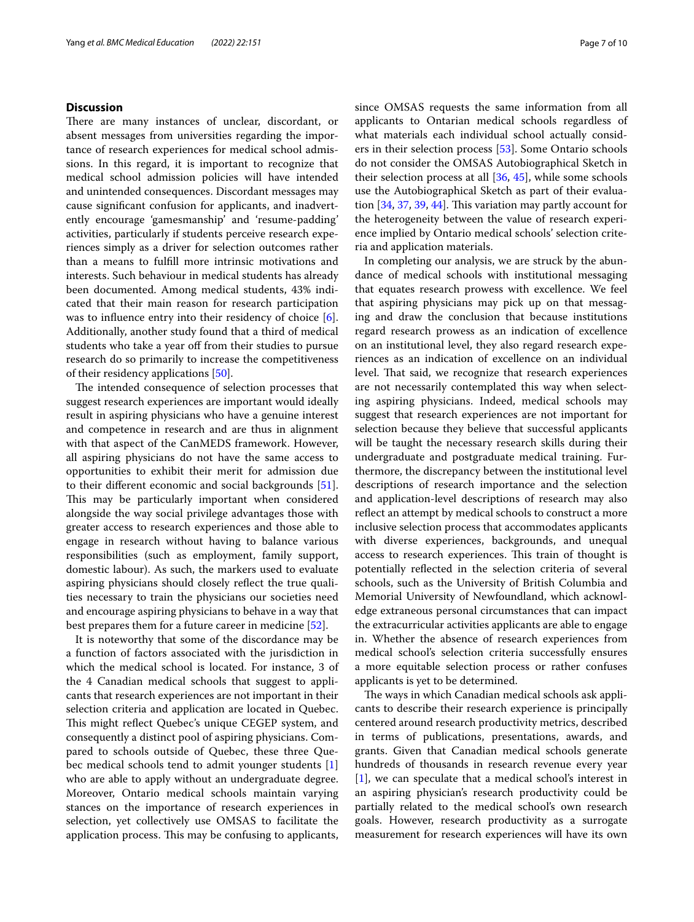## Discussion

There are many instances of unclear, discordant, or absent messages from universities regarding the importance of research experiences for medical school admissions. In this regard, it is important to recognize that medical school admission policies will have intended and unintended consequences. Discordant messages may cause significant confusion for applicants, and inadvertently encourage 'gamesmanship' and 'resume-padding' activities, particularly if students perceive research experiences simply as a driver for selection outcomes rather than a means to fulfill more intrinsic motivations and interests. Such behaviour in medical students has already been documented. Among medical students, 43% indicated that their main reason for research participation was to influence entry into their residency of choice [6]. Additionally, another study found that a third of medical students who take a year off from their studies to pursue research do so primarily to increase the competitiveness of their residency applications [50].

The intended consequence of selection processes that suggest research experiences are important would ideally result in aspiring physicians who have a genuine interest and competence in research and are thus in alignment with that aspect of the CanMEDS framework. However, all aspiring physicians do not have the same access to opportunities to exhibit their merit for admission due to their different economic and social backgrounds [51]. This may be particularly important when considered alongside the way social privilege advantages those with greater access to research experiences and those able to engage in research without having to balance various responsibilities (such as employment, family support, domestic labour). As such, the markers used to evaluate aspiring physicians should closely reflect the true qualities necessary to train the physicians our societies need and encourage aspiring physicians to behave in a way that best prepares them for a future career in medicine [52].

It is noteworthy that some of the discordance may be a function of factors associated with the jurisdiction in which the medical school is located. For instance, 3 of the 4 Canadian medical schools that suggest to applicants that research experiences are not important in their selection criteria and application are located in Quebec. This might reflect Quebec's unique CEGEP system, and consequently a distinct pool of aspiring physicians. Compared to schools outside of Quebec, these three Quebec medical schools tend to admit younger students [1] who are able to apply without an undergraduate degree. Moreover, Ontario medical schools maintain varying stances on the importance of research experiences in selection, yet collectively use OMSAS to facilitate the application process. This may be confusing to applicants, since OMSAS requests the same information from all applicants to Ontarian medical schools regardless of what materials each individual school actually considers in their selection process [53]. Some Ontario schools do not consider the OMSAS Autobiographical Sketch in their selection process at all [36, 45], while some schools use the Autobiographical Sketch as part of their evaluation [34, 37, 39, 44]. This variation may partly account for the heterogeneity between the value of research experience implied by Ontario medical schools' selection criteria and application materials.

In completing our analysis, we are struck by the abundance of medical schools with institutional messaging that equates research prowess with excellence. We feel that aspiring physicians may pick up on that messaging and draw the conclusion that because institutions regard research prowess as an indication of excellence on an institutional level, they also regard research experiences as an indication of excellence on an individual level. That said, we recognize that research experiences are not necessarily contemplated this way when selecting aspiring physicians. Indeed, medical schools may suggest that research experiences are not important for selection because they believe that successful applicants will be taught the necessary research skills during their undergraduate and postgraduate medical training. Furthermore, the discrepancy between the institutional level descriptions of research importance and the selection and application-level descriptions of research may also reflect an attempt by medical schools to construct a more inclusive selection process that accommodates applicants with diverse experiences, backgrounds, and unequal access to research experiences. This train of thought is potentially reflected in the selection criteria of several schools, such as the University of British Columbia and Memorial University of Newfoundland, which acknowledge extraneous personal circumstances that can impact the extracurricular activities applicants are able to engage in. Whether the absence of research experiences from medical school's selection criteria successfully ensures a more equitable selection process or rather confuses applicants is yet to be determined.

The ways in which Canadian medical schools ask applicants to describe their research experience is principally centered around research productivity metrics, described in terms of publications, presentations, awards, and grants. Given that Canadian medical schools generate hundreds of thousands in research revenue every year [1], we can speculate that a medical school's interest in an aspiring physician's research productivity could be partially related to the medical school's own research goals. However, research productivity as a surrogate measurement for research experiences will have its own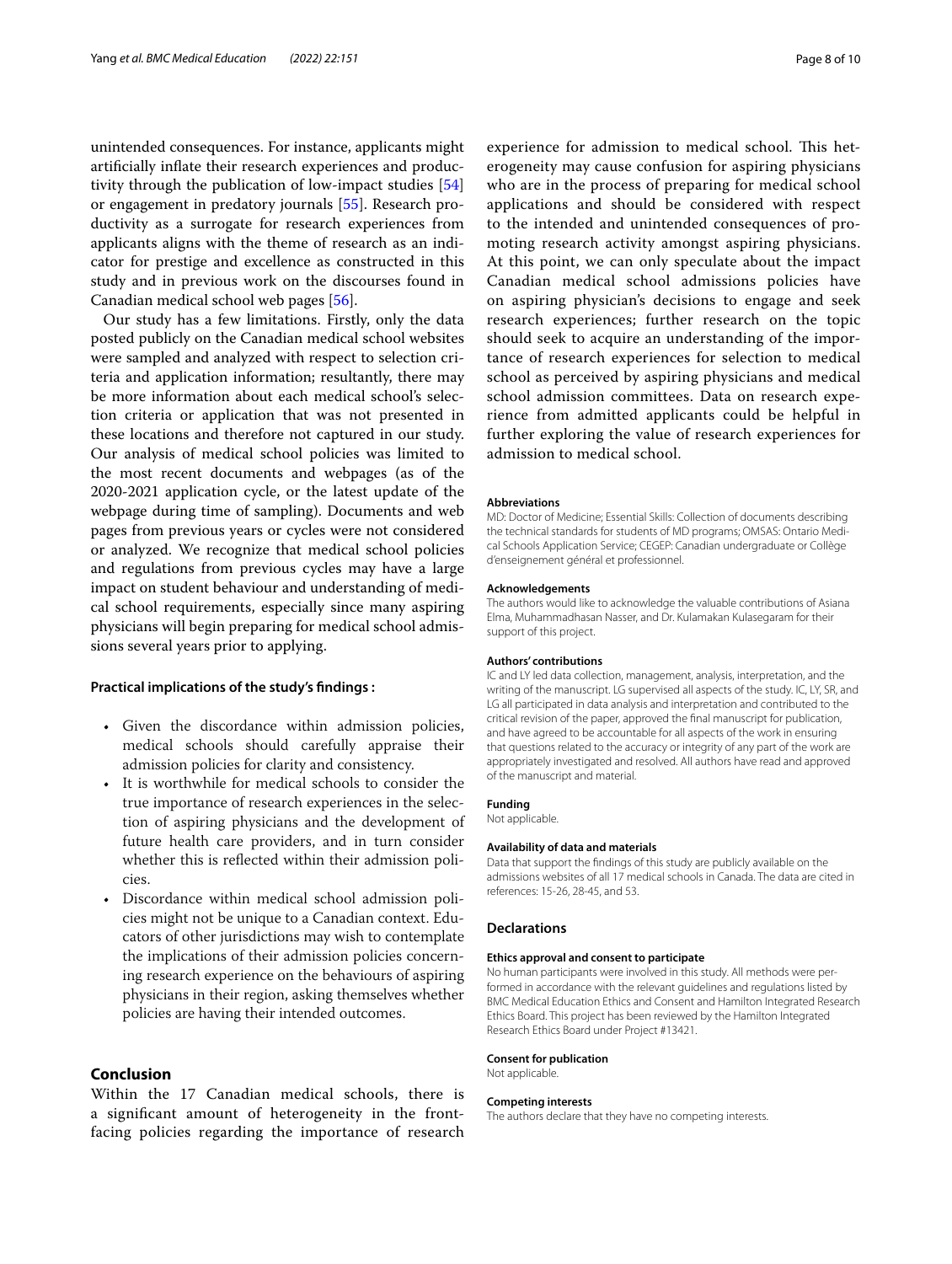unintended consequences. For instance, applicants might artificially inflate their research experiences and productivity through the publication of low-impact studies [54] or engagement in predatory journals [55]. Research productivity as a surrogate for research experiences from applicants aligns with the theme of research as an indicator for prestige and excellence as constructed in this study and in previous work on the discourses found in Canadian medical school web pages [56].

Our study has a few limitations. Firstly, only the data posted publicly on the Canadian medical school websites were sampled and analyzed with respect to selection criteria and application information; resultantly, there may be more information about each medical school's selection criteria or application that was not presented in these locations and therefore not captured in our study. Our analysis of medical school policies was limited to the most recent documents and webpages (as of the 2020-2021 application cycle, or the latest update of the webpage during time of sampling). Documents and web pages from previous years or cycles were not considered or analyzed. We recognize that medical school policies and regulations from previous cycles may have a large impact on student behaviour and understanding of medical school requirements, especially since many aspiring physicians will begin preparing for medical school admissions several years prior to applying.

### Practical implications of the study's findings :

- Given the discordance within admission policies, medical schools should carefully appraise their admission policies for clarity and consistency.
- It is worthwhile for medical schools to consider the true importance of research experiences in the selection of aspiring physicians and the development of future health care providers, and in turn consider whether this is reflected within their admission policies.
- Discordance within medical school admission policies might not be unique to a Canadian context. Educators of other jurisdictions may wish to contemplate the implications of their admission policies concerning research experience on the behaviours of aspiring physicians in their region, asking themselves whether policies are having their intended outcomes.

## Conclusion

Within the 17 Canadian medical schools, there is a significant amount of heterogeneity in the front-facing policies regarding the importance of research experience for admission to medical school. This heterogeneity may cause confusion for aspiring physicians who are in the process of preparing for medical school applications and should be considered with respect to the intended and unintended consequences of promoting research activity amongst aspiring physicians. At this point, we can only speculate about the impact Canadian medical school admissions policies have on aspiring physician's decisions to engage and seek research experiences; further research on the topic should seek to acquire an understanding of the importance of research experiences for selection to medical school as perceived by aspiring physicians and medical school admission committees. Data on research experience from admitted applicants could be helpful in further exploring the value of research experiences for admission to medical school.

#### Abbreviations

MD: Doctor of Medicine; Essential Skills: Collection of documents describing the technical standards for students of MD programs; OMSAS: Ontario Medical Schools Application Service; CEGEP: Canadian undergraduate or Collège d'enseignement général et professionnel.

#### Acknowledgements

The authors would like to acknowledge the valuable contributions of Asiana Elma, Muhammadhasan Nasser, and Dr. Kulamakan Kulasegaram for their support of this project.

#### Authors' contributions

IC and LY led data collection, management, analysis, interpretation, and the writing of the manuscript. LG supervised all aspects of the study. IC, LY, SR, and LG all participated in data analysis and interpretation and contributed to the critical revision of the paper, approved the final manuscript for publication, and have agreed to be accountable for all aspects of the work in ensuring that questions related to the accuracy or integrity of any part of the work are appropriately investigated and resolved. All authors have read and approved of the manuscript and material.

#### Funding

Not applicable.

#### Availability of data and materials

Data that support the findings of this study are publicly available on the admissions websites of all 17 medical schools in Canada. The data are cited in references: 15-26, 28-45, and 53.

### Declarations

#### Ethics approval and consent to participate

No human participants were involved in this study. All methods were performed in accordance with the relevant guidelines and regulations listed by BMC Medical Education Ethics and Consent and Hamilton Integrated Research Ethics Board. This project has been reviewed by the Hamilton Integrated Research Ethics Board under Project #13421.

#### Consent for publication

Not applicable.

#### Competing interests

The authors declare that they have no competing interests.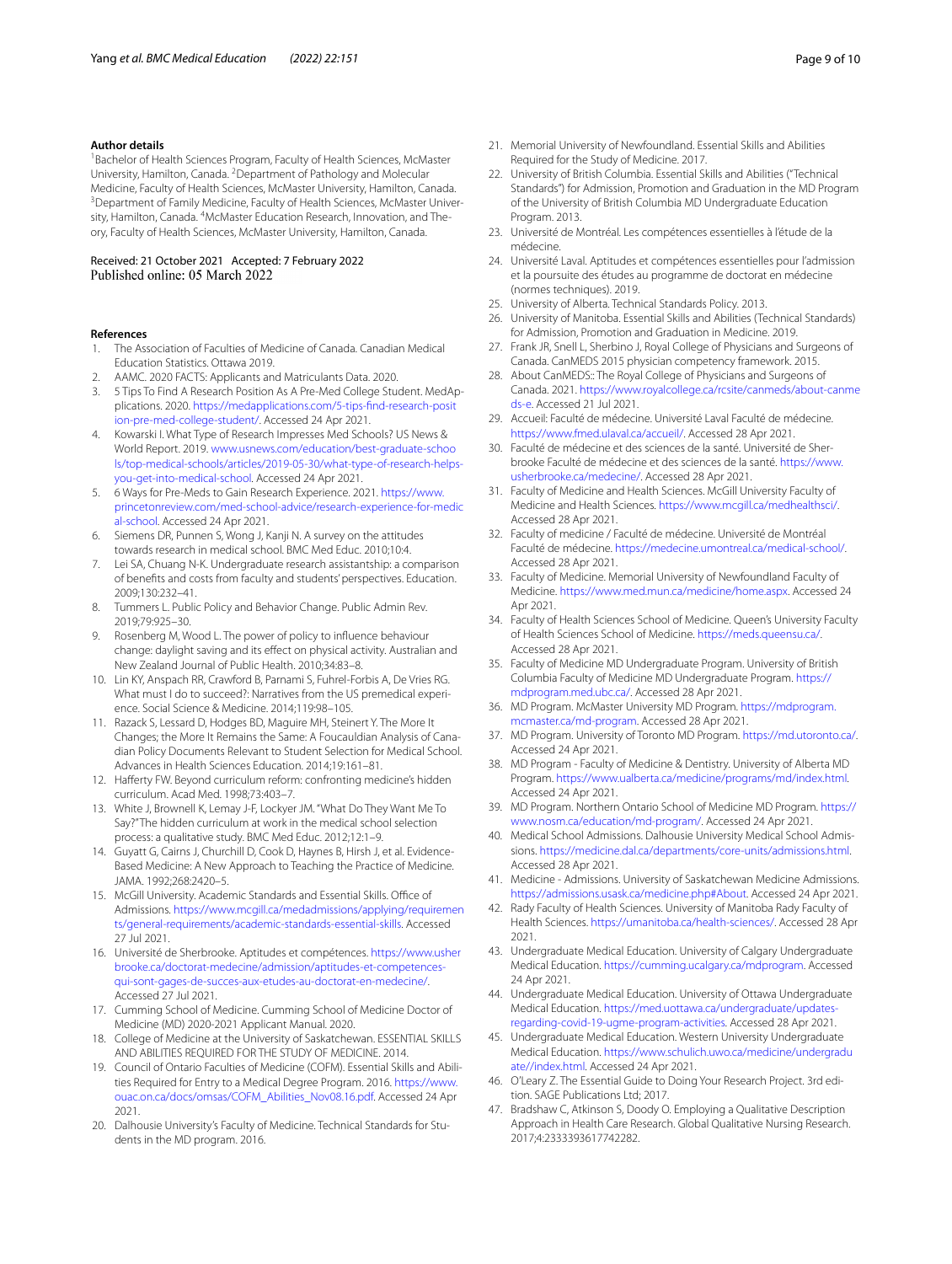### Author details

[1] Bachelor of Health Sciences Program, Faculty of Health Sciences, McMaster University, Hamilton, Canada. [2] Department of Pathology and Molecular Medicine, Faculty of Health Sciences, McMaster University, Hamilton, Canada. [3] Department of Family Medicine, Faculty of Health Sciences, McMaster University, Hamilton, Canada. [4] McMaster Education Research, Innovation, and Theory, Faculty of Health Sciences, McMaster University, Hamilton, Canada.

Received: 21 October 2021 Accepted: 7 February 2022
Published online: 05 March 2022

### References

1. The Association of Faculties of Medicine of Canada. Canadian Medical Education Statistics. Ottawa 2019.
2. AAMC. 2020 FACTS: Applicants and Matriculants Data. 2020.
3. 5 Tips To Find A Research Position As A Pre-Med College Student. MedApplications. 2020. https://medapplications.com/5-tips-find-research-position-pre-med-college-student/. Accessed 24 Apr 2021.
4. Kowarski I. What Type of Research Impresses Med Schools? US News & World Report. 2019. www.usnews.com/education/best-graduate-schools/top-medical-schools/articles/2019-05-30/what-type-of-research-helps-you-get-into-medical-school. Accessed 24 Apr 2021.
5. 6 Ways for Pre-Meds to Gain Research Experience. 2021. https://www.princetonreview.com/med-school-advice/research-experience-for-medical-school. Accessed 24 Apr 2021.
6. Siemens DR, Punnen S, Wong J, Kanji N. A survey on the attitudes towards research in medical school. BMC Med Educ. 2010;10:4.
7. Lei SA, Chuang N-K. Undergraduate research assistantship: a comparison of benefits and costs from faculty and students' perspectives. Education. 2009;130:232–41.
8. Tummers L. Public Policy and Behavior Change. Public Admin Rev. 2019;79:925–30.
9. Rosenberg M, Wood L. The power of policy to influence behaviour change: daylight saving and its effect on physical activity. Australian and New Zealand Journal of Public Health. 2010;34:83–8.
10. Lin KY, Anspach RR, Crawford B, Parnami S, Fuhrel-Forbis A, De Vries RG. What must I do to succeed?: Narratives from the US premedical experience. Social Science & Medicine. 2014;119:98–105.
11. Razack S, Lessard D, Hodges BD, Maguire MH, Steinert Y. The More It Changes; the More It Remains the Same: A Foucauldian Analysis of Canadian Policy Documents Relevant to Student Selection for Medical School. Advances in Health Sciences Education. 2014;19:161–81.
12. Hafferty FW. Beyond curriculum reform: confronting medicine's hidden curriculum. Acad Med. 1998;73:403–7.
13. White J, Brownell K, Lemay J-F, Lockyer JM. "What Do They Want Me To Say?" The hidden curriculum at work in the medical school selection process: a qualitative study. BMC Med Educ. 2012;12:1–9.
14. Guyatt G, Cairns J, Churchill D, Cook D, Haynes B, Hirsh J, et al. Evidence-Based Medicine: A New Approach to Teaching the Practice of Medicine. JAMA. 1992;268:2420–5.
15. McGill University. Academic Standards and Essential Skills. Office of Admissions. https://www.mcgill.ca/medadmissions/applying/requirements/general-requirements/academic-standards-essential-skills. Accessed 27 Jul 2021.
16. Université de Sherbrooke. Aptitudes et compétences. https://www.usherbrooke.ca/doctorat-medecine/admission/aptitudes-et-competences-qui-sont-gages-de-succes-aux-etudes-au-doctorat-en-medecine/. Accessed 27 Jul 2021.
17. Cumming School of Medicine. Cumming School of Medicine Doctor of Medicine (MD) 2020-2021 Applicant Manual. 2020.
18. College of Medicine at the University of Saskatchewan. ESSENTIAL SKILLS AND ABILITIES REQUIRED FOR THE STUDY OF MEDICINE. 2014.
19. Council of Ontario Faculties of Medicine (COFM). Essential Skills and Abilities Required for Entry to a Medical Degree Program. 2016. https://www.ouac.on.ca/docs/omsas/COFM_Abilities_Nov08.16.pdf. Accessed 24 Apr 2021.
20. Dalhousie University's Faculty of Medicine. Technical Standards for Students in the MD program. 2016.
21. Memorial University of Newfoundland. Essential Skills and Abilities Required for the Study of Medicine. 2017.
22. University of British Columbia. Essential Skills and Abilities ("Technical Standards") for Admission, Promotion and Graduation in the MD Program of the University of British Columbia MD Undergraduate Education Program. 2013.
23. Université de Montréal. Les compétences essentielles à l'étude de la médecine.
24. Université Laval. Aptitudes et compétences essentielles pour l'admission et la poursuite des études au programme de doctorat en médecine (normes techniques). 2019.
25. University of Alberta. Technical Standards Policy. 2013.
26. University of Manitoba. Essential Skills and Abilities (Technical Standards) for Admission, Promotion and Graduation in Medicine. 2019.
27. Frank JR, Snell L, Sherbino J, Royal College of Physicians and Surgeons of Canada. CanMEDS 2015 physician competency framework. 2015.
28. About CanMEDS:: The Royal College of Physicians and Surgeons of Canada. 2021. https://www.royalcollege.ca/rcsite/canmeds/about-canmeds-e. Accessed 21 Jul 2021.
29. Accueil: Faculté de médecine. Université Laval Faculté de médecine. https://www.fmed.ulaval.ca/accueil/. Accessed 28 Apr 2021.
30. Faculté de médecine et des sciences de la santé. Université de Sherbrooke Faculté de médecine et des sciences de la santé. https://www.usherbrooke.ca/medecine/. Accessed 28 Apr 2021.
31. Faculty of Medicine and Health Sciences. McGill University Faculty of Medicine and Health Sciences. https://www.mcgill.ca/medhealthsci/. Accessed 28 Apr 2021.
32. Faculty of medicine / Faculté de médecine. Université de Montréal Faculté de médecine. https://medecine.umontreal.ca/medical-school/. Accessed 28 Apr 2021.
33. Faculty of Medicine. Memorial University of Newfoundland Faculty of Medicine. https://www.med.mun.ca/medicine/home.aspx. Accessed 24 Apr 2021.
34. Faculty of Health Sciences School of Medicine. Queen's University Faculty of Health Sciences School of Medicine. https://meds.queensu.ca/. Accessed 28 Apr 2021.
35. Faculty of Medicine MD Undergraduate Program. University of British Columbia Faculty of Medicine MD Undergraduate Program. https://mdprogram.med.ubc.ca/. Accessed 28 Apr 2021.
36. MD Program. McMaster University MD Program. https://mdprogram.mcmaster.ca/md-program. Accessed 28 Apr 2021.
37. MD Program. University of Toronto MD Program. https://md.utoronto.ca/. Accessed 24 Apr 2021.
38. MD Program - Faculty of Medicine & Dentistry. University of Alberta MD Program. https://www.ualberta.ca/medicine/programs/md/index.html. Accessed 24 Apr 2021.
39. MD Program. Northern Ontario School of Medicine MD Program. https://www.nosm.ca/education/md-program/. Accessed 24 Apr 2021.
40. Medical School Admissions. Dalhousie University Medical School Admissions. https://medicine.dal.ca/departments/core-units/admissions.html. Accessed 28 Apr 2021.
41. Medicine - Admissions. University of Saskatchewan Medicine Admissions. https://admissions.usask.ca/medicine.php#About. Accessed 24 Apr 2021.
42. Rady Faculty of Health Sciences. University of Manitoba Rady Faculty of Health Sciences. https://umanitoba.ca/health-sciences/. Accessed 28 Apr 2021.
43. Undergraduate Medical Education. University of Calgary Undergraduate Medical Education. https://cumming.ucalgary.ca/mdprogram. Accessed 24 Apr 2021.
44. Undergraduate Medical Education. University of Ottawa Undergraduate Medical Education. https://med.uottawa.ca/undergraduate/updates-regarding-covid-19-ugme-program-activities. Accessed 28 Apr 2021.
45. Undergraduate Medical Education. Western University Undergraduate Medical Education. https://www.schulich.uwo.ca/medicine/undergraduate//index.html. Accessed 24 Apr 2021.
46. O'Leary Z. The Essential Guide to Doing Your Research Project. 3rd edition. SAGE Publications Ltd; 2017.
47. Bradshaw C, Atkinson S, Doody O. Employing a Qualitative Description Approach in Health Care Research. Global Qualitative Nursing Research. 2017;4:2333393617742282.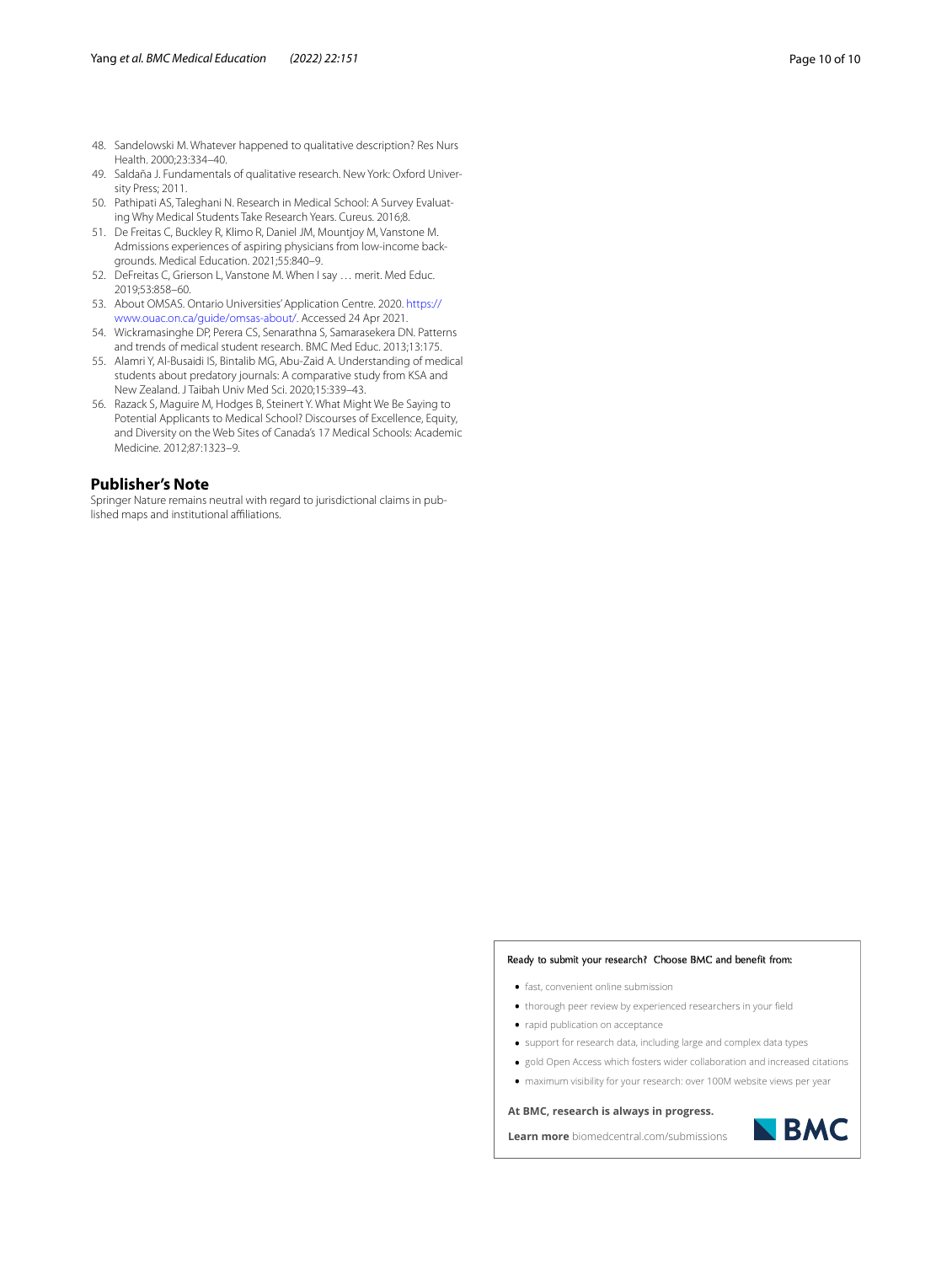48. Sandelowski M. Whatever happened to qualitative description? Res Nurs Health. 2000;23:334–40.
49. Saldaña J. Fundamentals of qualitative research. New York: Oxford University Press; 2011.
50. Pathipati AS, Taleghani N. Research in Medical School: A Survey Evaluating Why Medical Students Take Research Years. Cureus. 2016;8.
51. De Freitas C, Buckley R, Klimo R, Daniel JM, Mountjoy M, Vanstone M. Admissions experiences of aspiring physicians from low-income backgrounds. Medical Education. 2021;55:840–9.
52. DeFreitas C, Grierson L, Vanstone M. When I say … merit. Med Educ. 2019;53:858–60.
53. About OMSAS. Ontario Universities' Application Centre. 2020. https://www.ouac.on.ca/guide/omsas-about/. Accessed 24 Apr 2021.
54. Wickramasinghe DP, Perera CS, Senarathna S, Samarasekera DN. Patterns and trends of medical student research. BMC Med Educ. 2013;13:175.
55. Alamri Y, Al-Busaidi IS, Bintalib MG, Abu-Zaid A. Understanding of medical students about predatory journals: A comparative study from KSA and New Zealand. J Taibah Univ Med Sci. 2020;15:339–43.
56. Razack S, Maguire M, Hodges B, Steinert Y. What Might We Be Saying to Potential Applicants to Medical School? Discourses of Excellence, Equity, and Diversity on the Web Sites of Canada's 17 Medical Schools: Academic Medicine. 2012;87:1323–9.

## Publisher's Note

Springer Nature remains neutral with regard to jurisdictional claims in published maps and institutional affiliations.

Ready to submit your research? Choose BMC and benefit from:

- fast, convenient online submission
- thorough peer review by experienced researchers in your field
- rapid publication on acceptance
- support for research data, including large and complex data types
- gold Open Access which fosters wider collaboration and increased citations
- maximum visibility for your research: over 100M website views per year

**At BMC, research is always in progress.**

**Learn more** biomedcentral.com/submissions

BMC